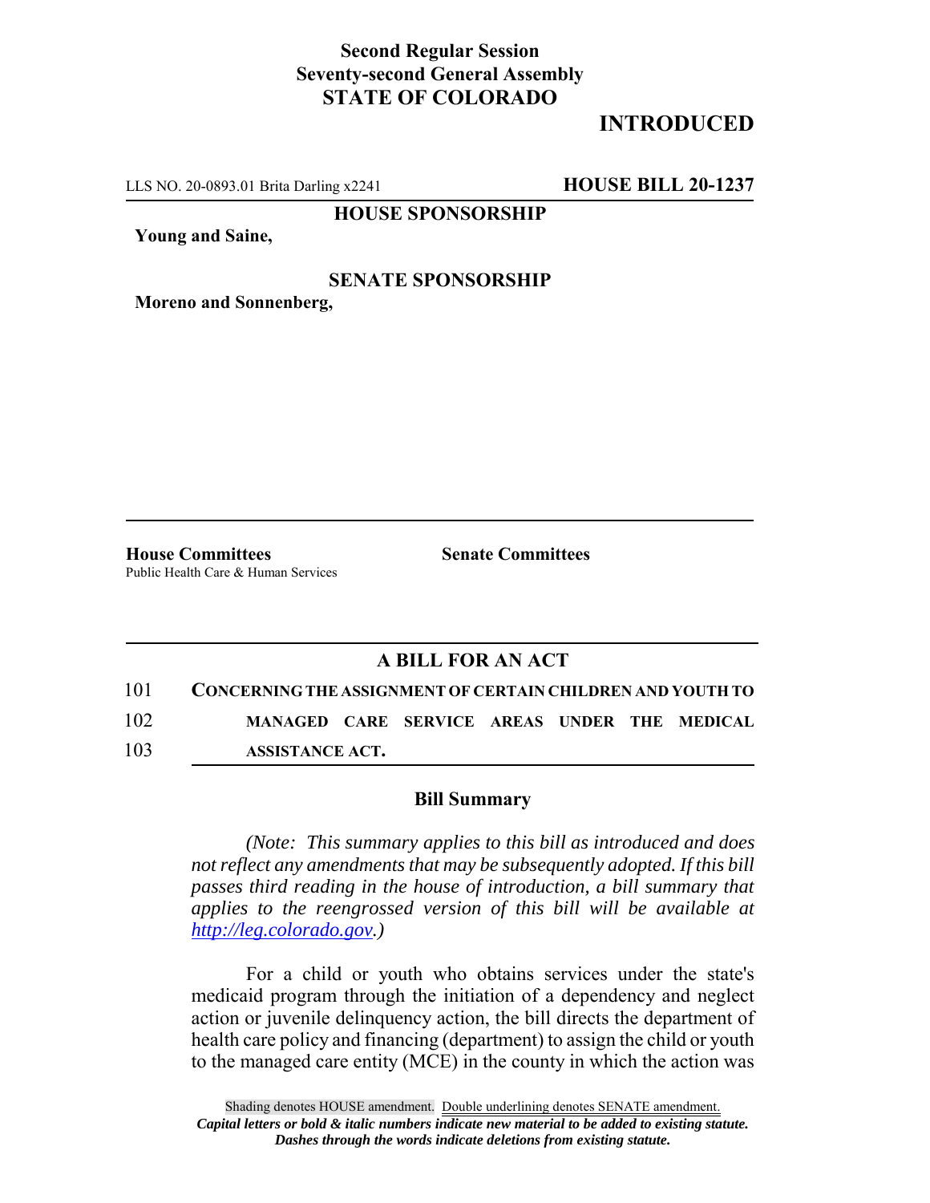**Second Regular Session**
**Seventy-second General Assembly**
**STATE OF COLORADO**

# INTRODUCED

LLS NO. 20-0893.01 Brita Darling x2241 **HOUSE BILL 20-1237**

**HOUSE SPONSORSHIP**

**Young and Saine,**

**SENATE SPONSORSHIP**

**Moreno and Sonnenberg,**

**House Committees**
Public Health Care & Human Services

**Senate Committees**

## A BILL FOR AN ACT

101 **CONCERNING THE ASSIGNMENT OF CERTAIN CHILDREN AND YOUTH TO**
102 **MANAGED CARE SERVICE AREAS UNDER THE MEDICAL**
103 **ASSISTANCE ACT.**

### Bill Summary

*(Note: This summary applies to this bill as introduced and does not reflect any amendments that may be subsequently adopted. If this bill passes third reading in the house of introduction, a bill summary that applies to the reengrossed version of this bill will be available at http://leg.colorado.gov.)*

For a child or youth who obtains services under the state's medicaid program through the initiation of a dependency and neglect action or juvenile delinquency action, the bill directs the department of health care policy and financing (department) to assign the child or youth to the managed care entity (MCE) in the county in which the action was

Shading denotes HOUSE amendment. Double underlining denotes SENATE amendment.
*Capital letters or bold & italic numbers indicate new material to be added to existing statute.*
*Dashes through the words indicate deletions from existing statute.*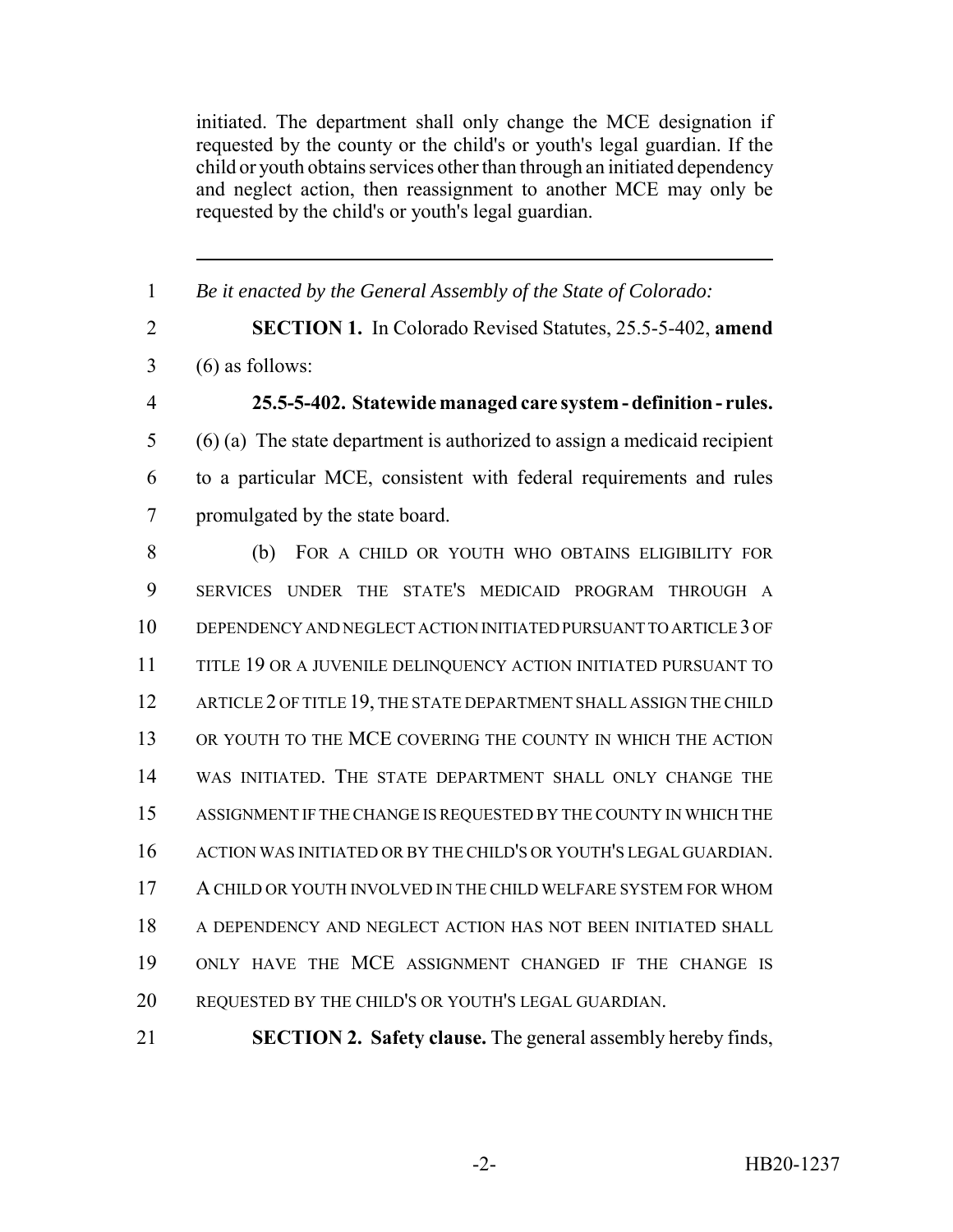initiated. The department shall only change the MCE designation if requested by the county or the child's or youth's legal guardian. If the child or youth obtains services other than through an initiated dependency and neglect action, then reassignment to another MCE may only be requested by the child's or youth's legal guardian.

---

1 *Be it enacted by the General Assembly of the State of Colorado:*

2 **SECTION 1.** In Colorado Revised Statutes, 25.5-5-402, **amend**
3 (6) as follows:

4 **25.5-5-402. Statewide managed care system - definition - rules.**
5 (6) (a) The state department is authorized to assign a medicaid recipient
6 to a particular MCE, consistent with federal requirements and rules
7 promulgated by the state board.

8 (b) FOR A CHILD OR YOUTH WHO OBTAINS ELIGIBILITY FOR
9 SERVICES UNDER THE STATE'S MEDICAID PROGRAM THROUGH A
10 DEPENDENCY AND NEGLECT ACTION INITIATED PURSUANT TO ARTICLE 3 OF
11 TITLE 19 OR A JUVENILE DELINQUENCY ACTION INITIATED PURSUANT TO
12 ARTICLE 2 OF TITLE 19, THE STATE DEPARTMENT SHALL ASSIGN THE CHILD
13 OR YOUTH TO THE MCE COVERING THE COUNTY IN WHICH THE ACTION
14 WAS INITIATED. THE STATE DEPARTMENT SHALL ONLY CHANGE THE
15 ASSIGNMENT IF THE CHANGE IS REQUESTED BY THE COUNTY IN WHICH THE
16 ACTION WAS INITIATED OR BY THE CHILD'S OR YOUTH'S LEGAL GUARDIAN.
17 A CHILD OR YOUTH INVOLVED IN THE CHILD WELFARE SYSTEM FOR WHOM
18 A DEPENDENCY AND NEGLECT ACTION HAS NOT BEEN INITIATED SHALL
19 ONLY HAVE THE MCE ASSIGNMENT CHANGED IF THE CHANGE IS
20 REQUESTED BY THE CHILD'S OR YOUTH'S LEGAL GUARDIAN.

21 **SECTION 2. Safety clause.** The general assembly hereby finds,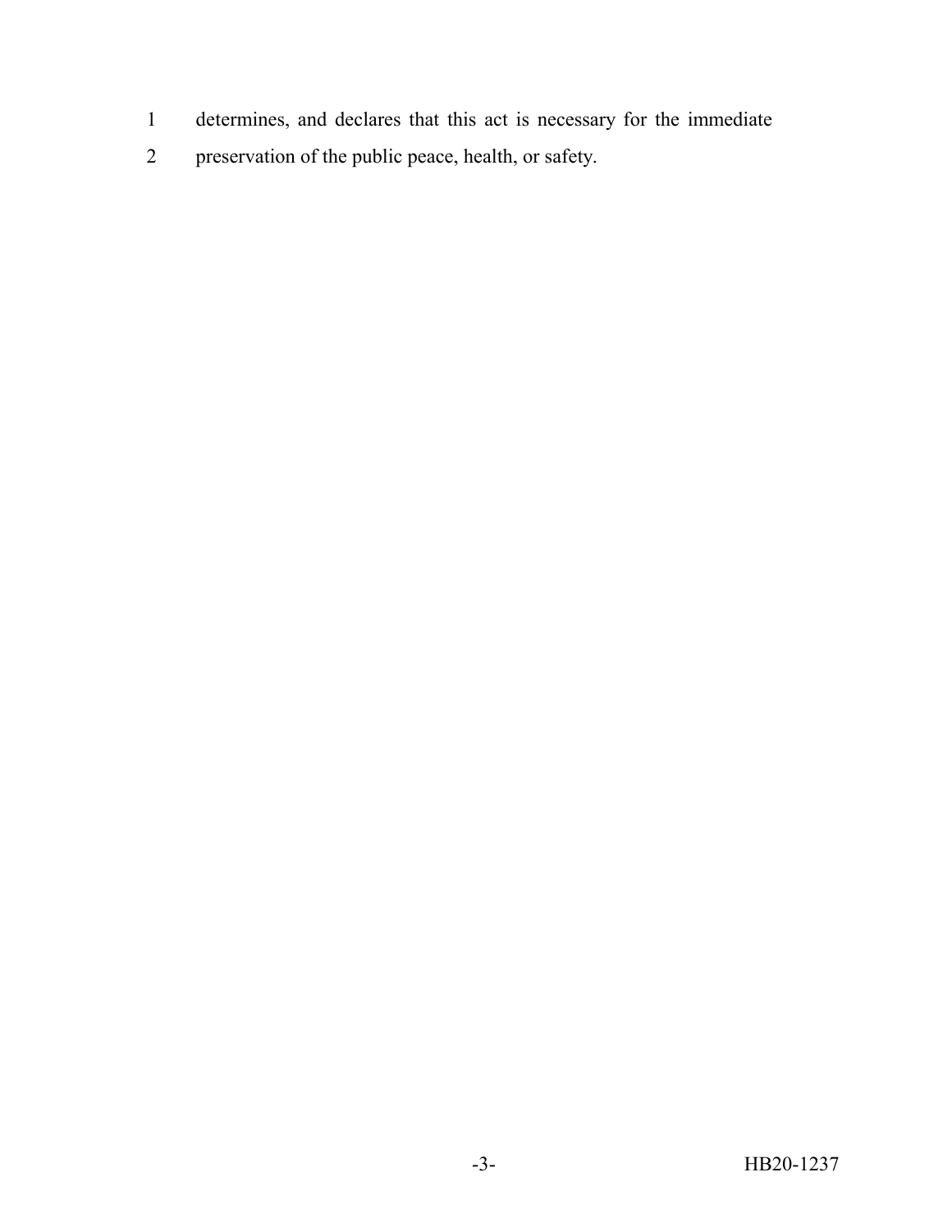determines, and declares that this act is necessary for the immediate preservation of the public peace, health, or safety.